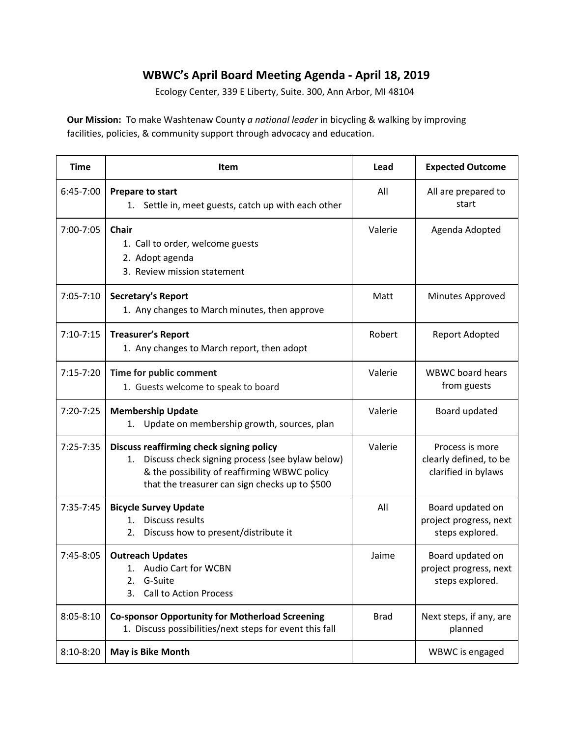# WBWC's April Board Meeting Agenda - April 18, 2019

Ecology Center, 339 E Liberty, Suite. 300, Ann Arbor, MI 48104

**Our Mission:** To make Washtenaw County *a national leader* in bicycling & walking by improving facilities, policies, & community support through advocacy and education.

| Time | Item | Lead | Expected Outcome |
|---|---|---|---|
| 6:45-7:00 | **Prepare to start**<br>1. Settle in, meet guests, catch up with each other | All | All are prepared to start |
| 7:00-7:05 | **Chair**<br>1. Call to order, welcome guests<br>2. Adopt agenda<br>3. Review mission statement | Valerie | Agenda Adopted |
| 7:05-7:10 | **Secretary's Report**<br>1. Any changes to March minutes, then approve | Matt | Minutes Approved |
| 7:10-7:15 | **Treasurer's Report**<br>1. Any changes to March report, then adopt | Robert | Report Adopted |
| 7:15-7:20 | **Time for public comment**<br>1. Guests welcome to speak to board | Valerie | WBWC board hears from guests |
| 7:20-7:25 | **Membership Update**<br>1. Update on membership growth, sources, plan | Valerie | Board updated |
| 7:25-7:35 | **Discuss reaffirming check signing policy**<br>1. Discuss check signing process (see bylaw below) & the possibility of reaffirming WBWC policy that the treasurer can sign checks up to $500 | Valerie | Process is more clearly defined, to be clarified in bylaws |
| 7:35-7:45 | **Bicycle Survey Update**<br>1. Discuss results<br>2. Discuss how to present/distribute it | All | Board updated on project progress, next steps explored. |
| 7:45-8:05 | **Outreach Updates**<br>1. Audio Cart for WCBN<br>2. G-Suite<br>3. Call to Action Process | Jaime | Board updated on project progress, next steps explored. |
| 8:05-8:10 | **Co-sponsor Opportunity for Motherload Screening**<br>1. Discuss possibilities/next steps for event this fall | Brad | Next steps, if any, are planned |
| 8:10-8:20 | **May is Bike Month** | | WBWC is engaged |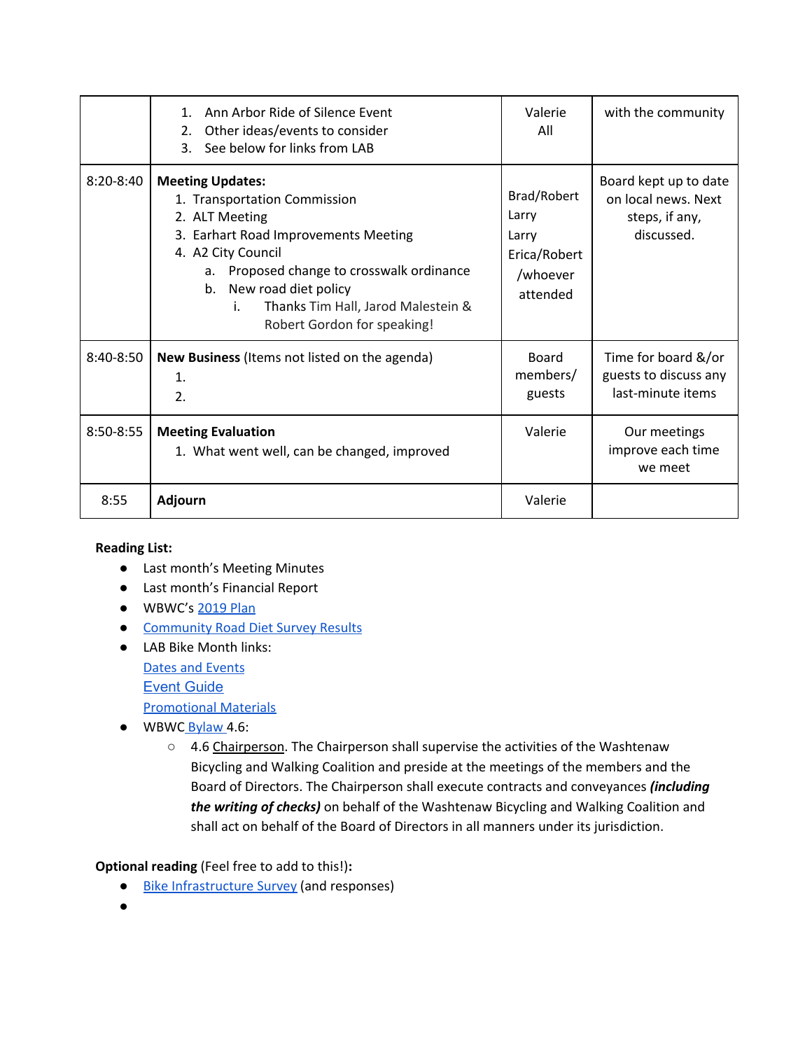| | | | |
|---|---|---|---|
| | 1. Ann Arbor Ride of Silence Event<br>2. Other ideas/events to consider<br>3. See below for links from LAB | Valerie<br>All | with the community |
| 8:20-8:40 | **Meeting Updates:**<br>1. Transportation Commission<br>2. ALT Meeting<br>3. Earhart Road Improvements Meeting<br>4. A2 City Council<br>a. Proposed change to crosswalk ordinance<br>b. New road diet policy<br>i. Thanks Tim Hall, Jarod Malestein & Robert Gordon for speaking! | Brad/Robert<br>Larry<br>Larry<br>Erica/Robert /whoever attended | Board kept up to date on local news. Next steps, if any, discussed. |
| 8:40-8:50 | **New Business** (Items not listed on the agenda)<br>1.<br>2. | Board members/ guests | Time for board &/or guests to discuss any last-minute items |
| 8:50-8:55 | **Meeting Evaluation**<br>1. What went well, can be changed, improved | Valerie | Our meetings improve each time we meet |
| 8:55 | **Adjourn** | Valerie | |

**Reading List:**

- Last month's Meeting Minutes
- Last month's Financial Report
- WBWC's 2019 Plan
- Community Road Diet Survey Results
- LAB Bike Month links:
  Dates and Events
  Event Guide
  Promotional Materials
- WBWC Bylaw 4.6:
  - 4.6 Chairperson. The Chairperson shall supervise the activities of the Washtenaw Bicycling and Walking Coalition and preside at the meetings of the members and the Board of Directors. The Chairperson shall execute contracts and conveyances ***(including the writing of checks)*** on behalf of the Washtenaw Bicycling and Walking Coalition and shall act on behalf of the Board of Directors in all manners under its jurisdiction.

**Optional reading** (Feel free to add to this!)**:**

- Bike Infrastructure Survey (and responses)
-